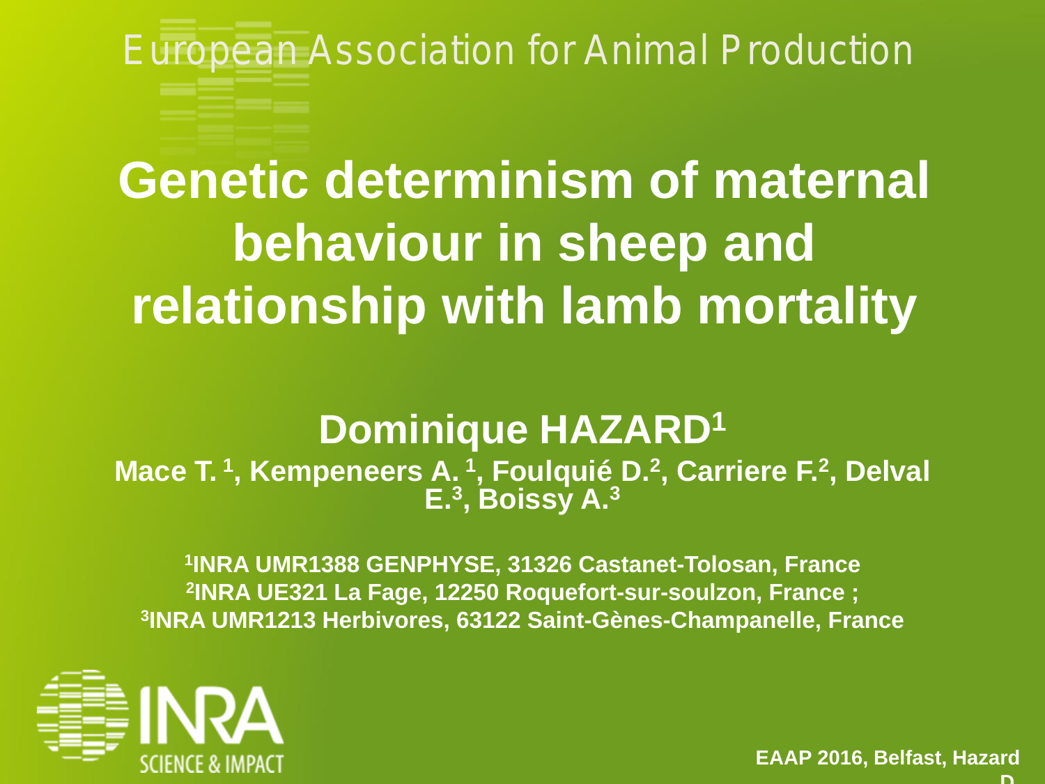European Association for Animal Production

# Genetic determinism of maternal behaviour in sheep and relationship with lamb mortality

**Dominique HAZARD[1]**

**Mace T.[1], Kempeneers A.[1], Foulquié D.[2], Carriere F.[2], Delval E.[3], Boissy A.[3]**

**[1]INRA UMR1388 GENPHYSE, 31326 Castanet-Tolosan, France**
**[2]INRA UE321 La Fage, 12250 Roquefort-sur-soulzon, France ;**
**[3]INRA UMR1213 Herbivores, 63122 Saint-Gènes-Champanelle, France**

INRA SCIENCE & IMPACT

**EAAP 2016, Belfast, Hazard D.**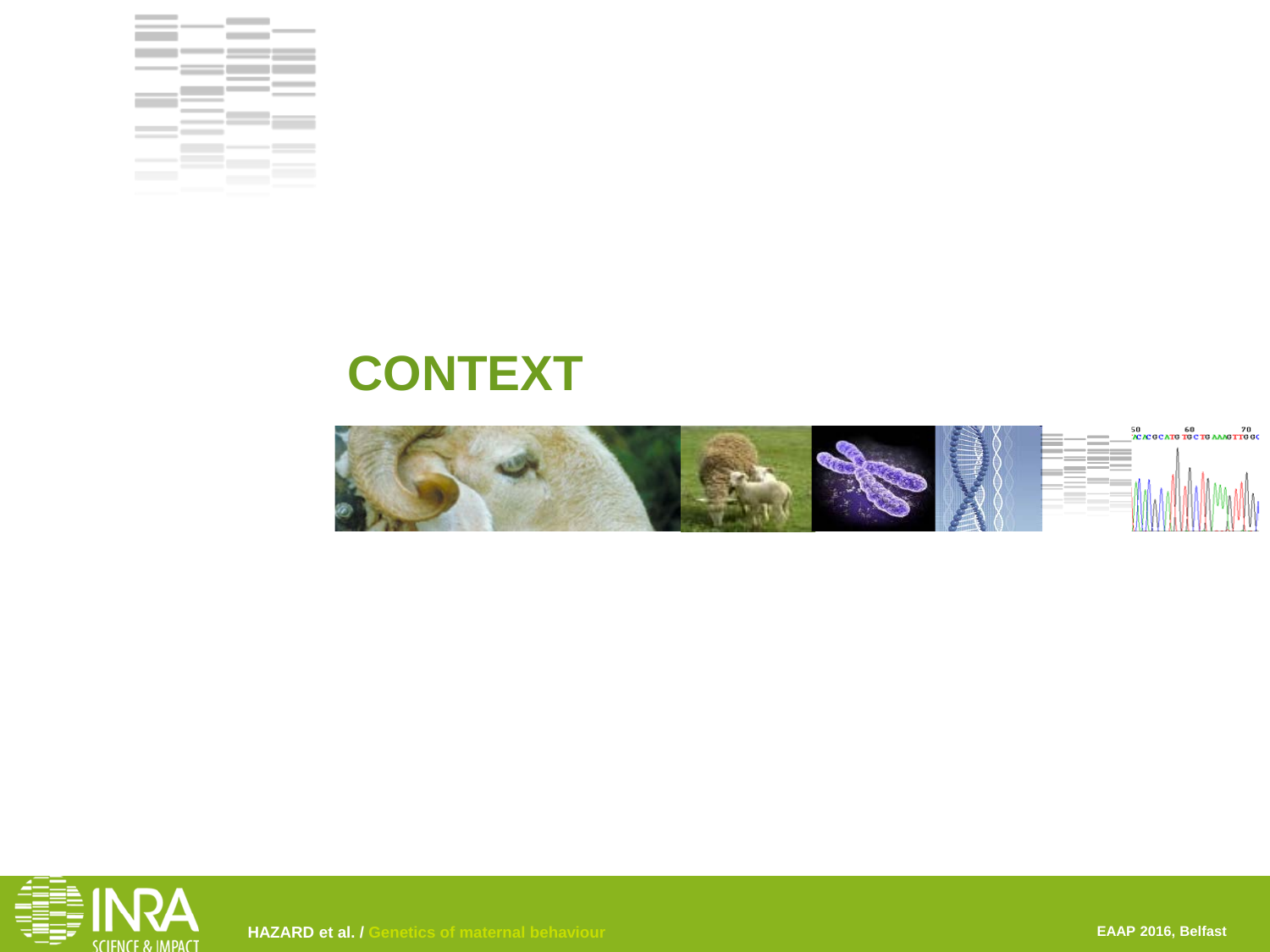# CONTEXT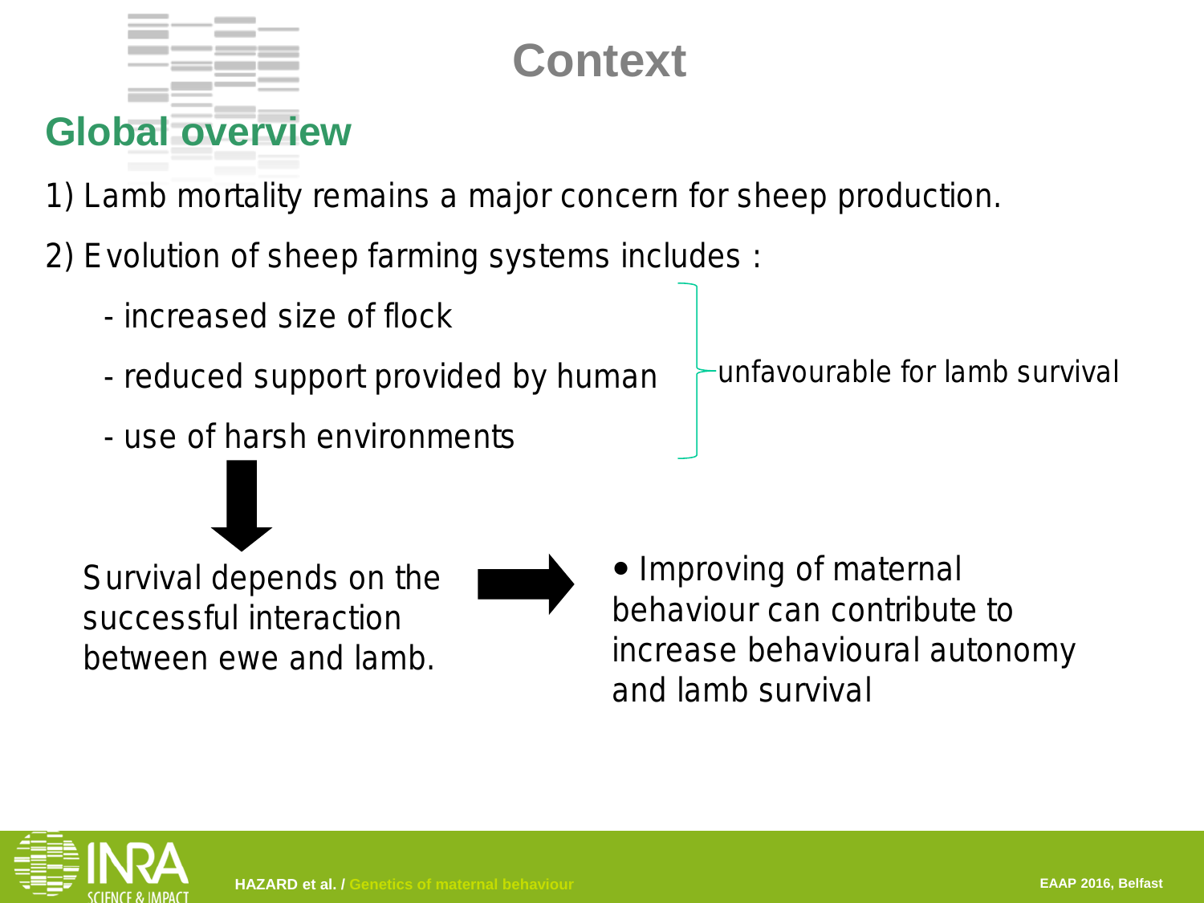# Context

## Global overview

1) Lamb mortality remains a major concern for sheep production.

2) Evolution of sheep farming systems includes :

- increased size of flock
- reduced support provided by human
- use of harsh environments

} unfavourable for lamb survival

Survival depends on the successful interaction between ewe and lamb.

- Improving of maternal behaviour can contribute to increase behavioural autonomy and lamb survival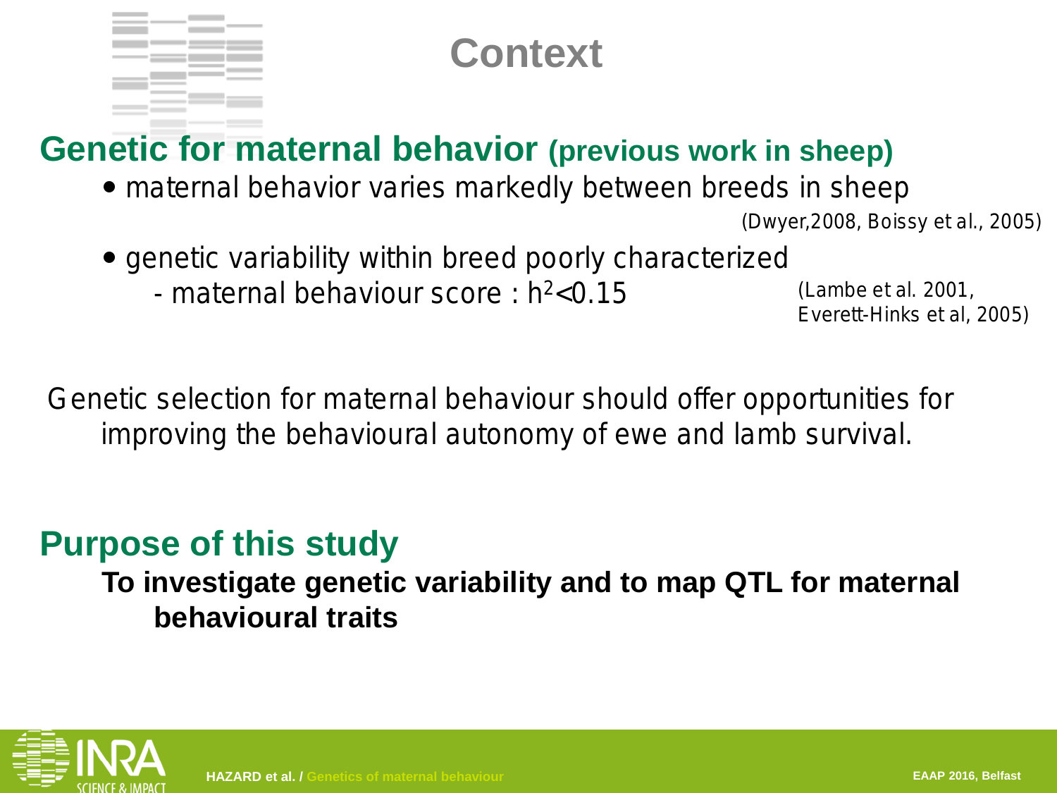# Context

## Genetic for maternal behavior (previous work in sheep)

- maternal behavior varies markedly between breeds in sheep

(Dwyer,2008, Boissy et al., 2005)

- genetic variability within breed poorly characterized
  - maternal behaviour score : $h^2$<0.15

(Lambe et al. 2001, Everett-Hinks et al, 2005)

Genetic selection for maternal behaviour should offer opportunities for improving the behavioural autonomy of ewe and lamb survival.

## Purpose of this study

**To investigate genetic variability and to map QTL for maternal behavioural traits**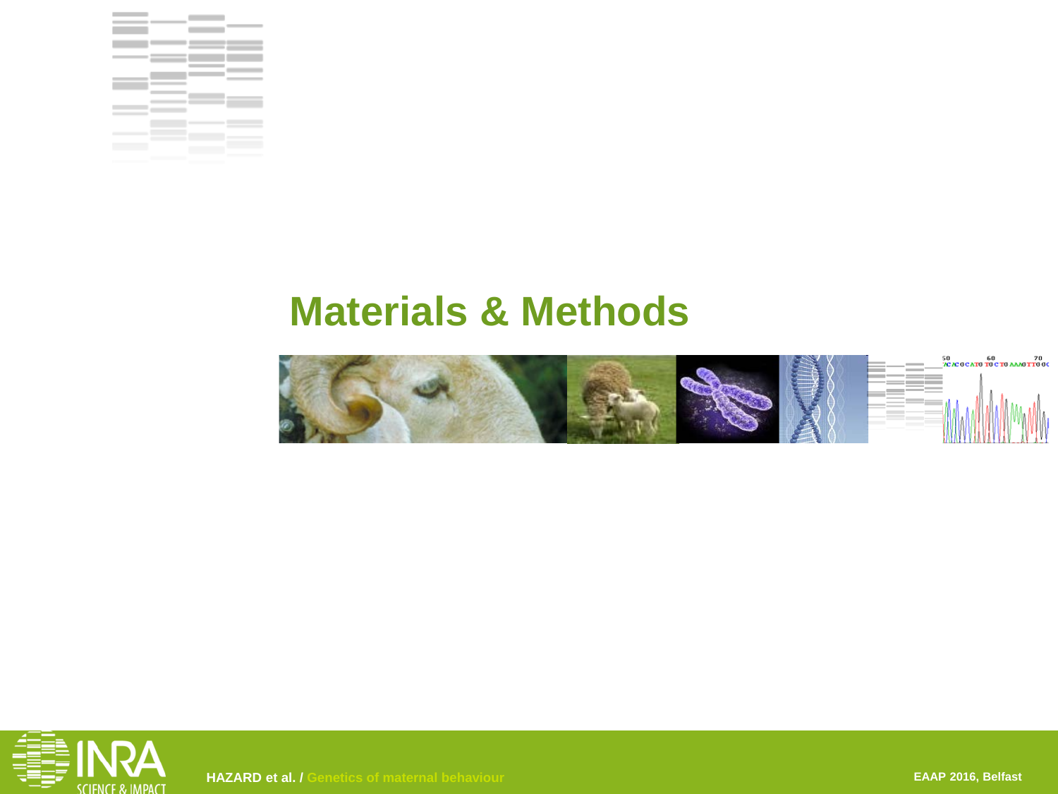# Materials & Methods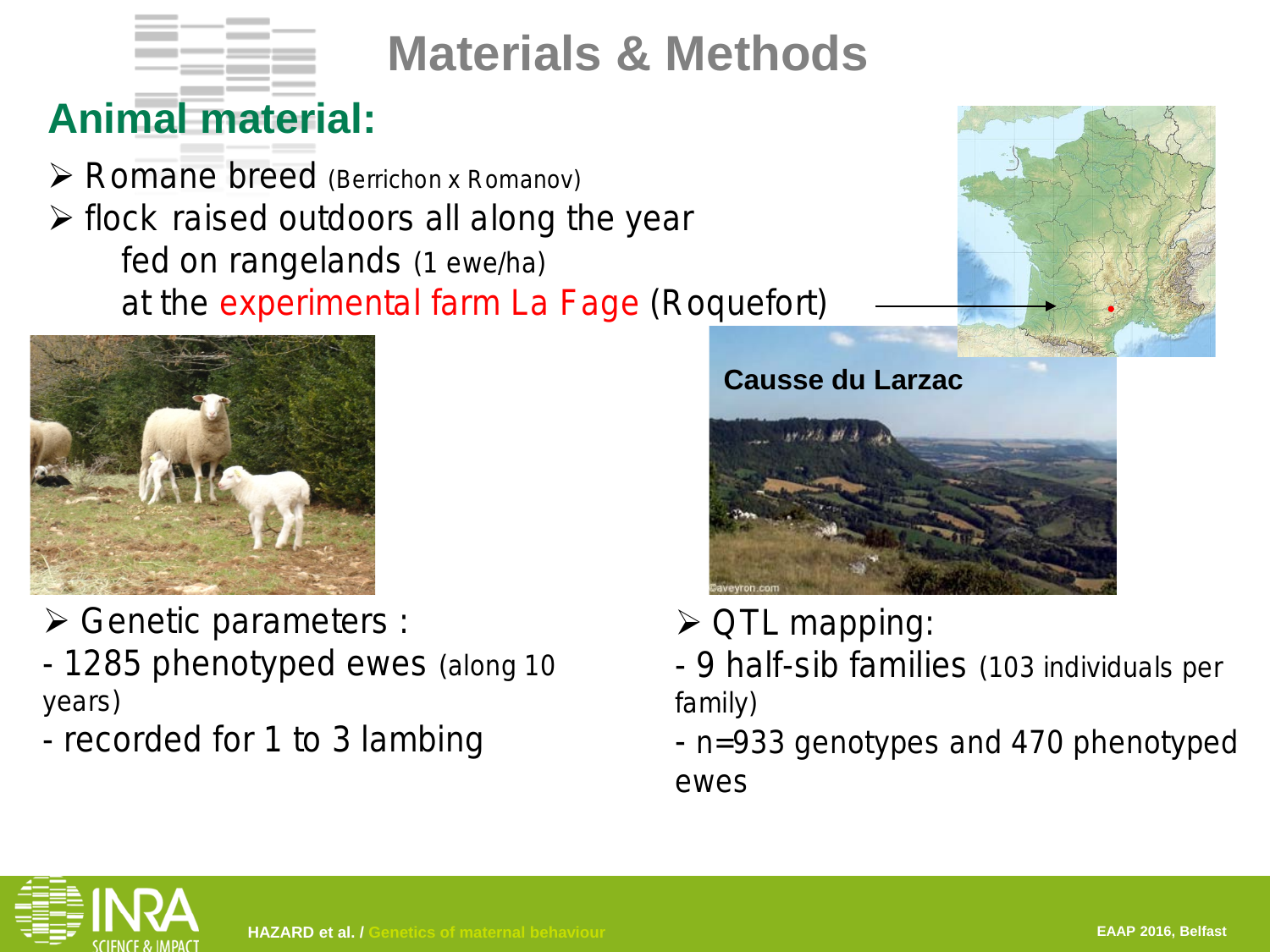# Materials & Methods

## Animal material:

- Romane breed (Berrichon x Romanov)
- flock raised outdoors all along the year
  fed on rangelands (1 ewe/ha)
  at the experimental farm La Fage (Roquefort)

Causse du Larzac

- Genetic parameters :
  - 1285 phenotyped ewes (along 10 years)
  - recorded for 1 to 3 lambing

- QTL mapping:
  - 9 half-sib families (103 individuals per family)
  - n=933 genotypes and 470 phenotyped ewes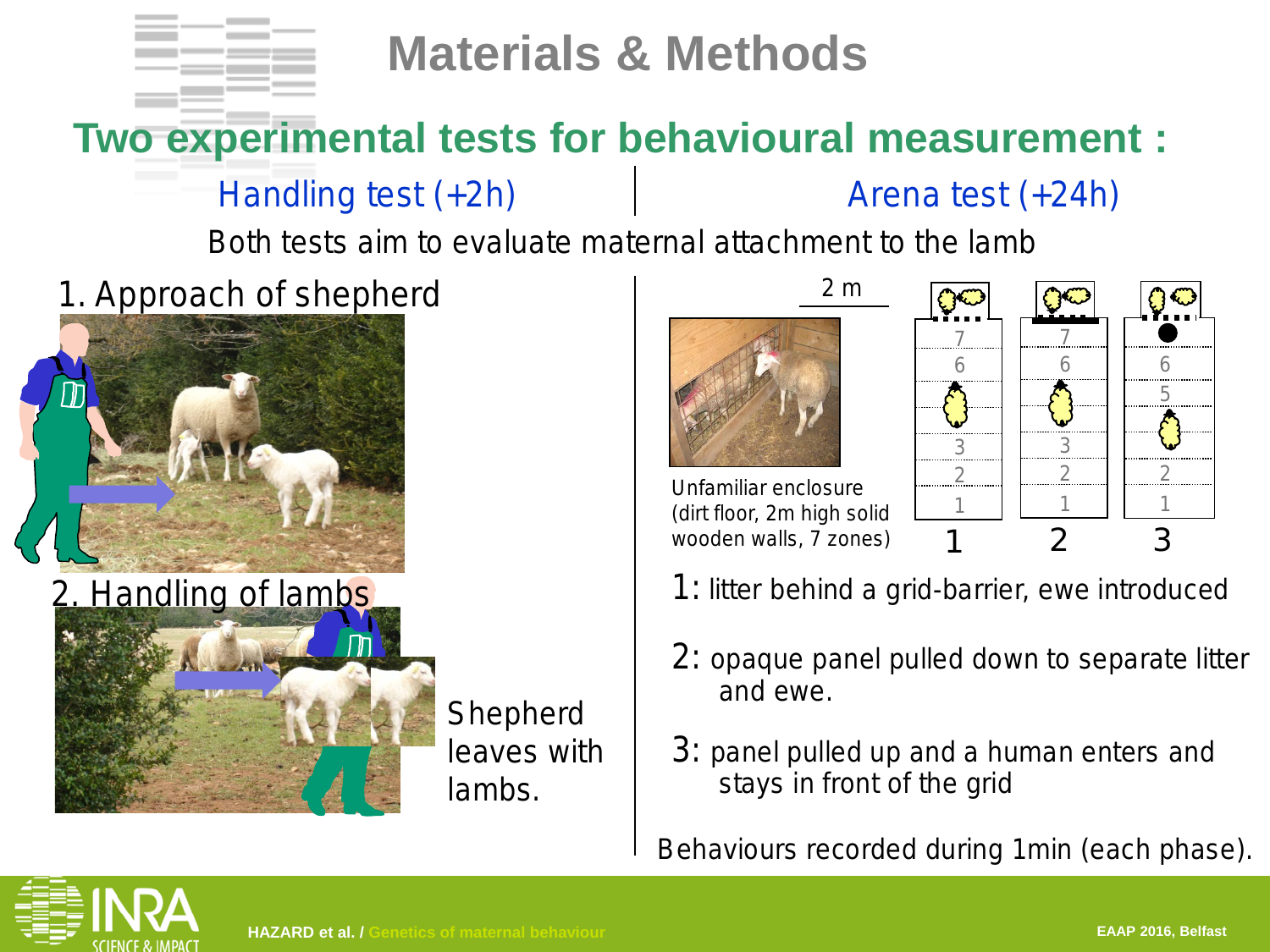# Materials & Methods

## Two experimental tests for behavioural measurement :

### Handling test (+2h) | Arena test (+24h)

Both tests aim to evaluate maternal attachment to the lamb

**Handling test (+2h)**

1. Approach of shepherd

2. Handling of lambs

Shepherd leaves with lambs.

**Arena test (+24h)**

2 m

Unfamiliar enclosure (dirt floor, 2m high solid wooden walls, 7 zones)

1: litter behind a grid-barrier, ewe introduced

2: opaque panel pulled down to separate litter and ewe.

3: panel pulled up and a human enters and stays in front of the grid

Behaviours recorded during 1min (each phase).

HAZARD et al. / Genetics of maternal behaviour

EAAP 2016, Belfast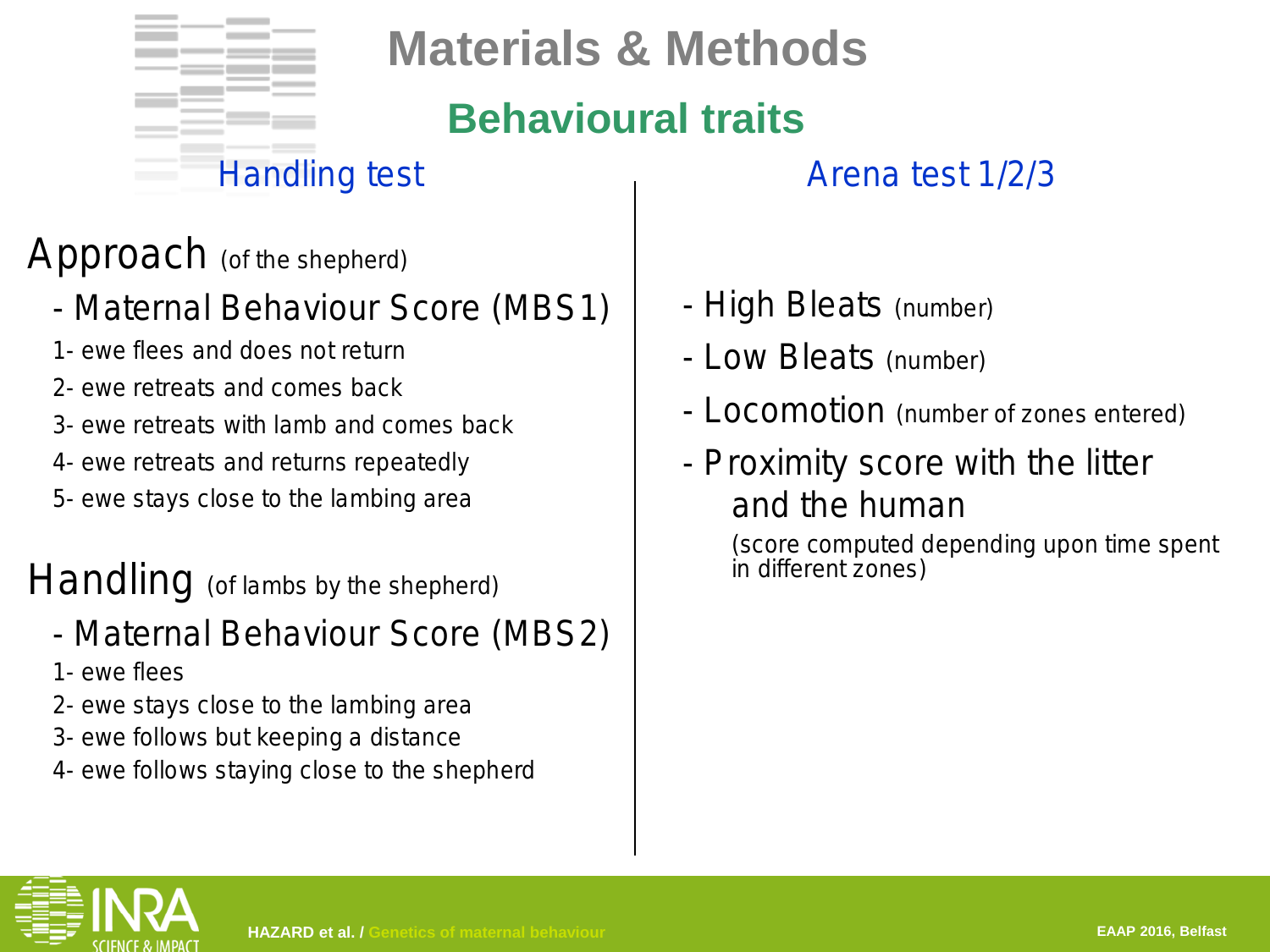# Materials & Methods

## Behavioural traits

### Handling test

**Approach** (of the shepherd)

- Maternal Behaviour Score (MBS1)

1- ewe flees and does not return
2- ewe retreats and comes back
3- ewe retreats with lamb and comes back
4- ewe retreats and returns repeatedly
5- ewe stays close to the lambing area

**Handling** (of lambs by the shepherd)

- Maternal Behaviour Score (MBS2)

1- ewe flees
2- ewe stays close to the lambing area
3- ewe follows but keeping a distance
4- ewe follows staying close to the shepherd

### Arena test 1/2/3

- High Bleats (number)
- Low Bleats (number)
- Locomotion (number of zones entered)
- Proximity score with the litter and the human
  (score computed depending upon time spent in different zones)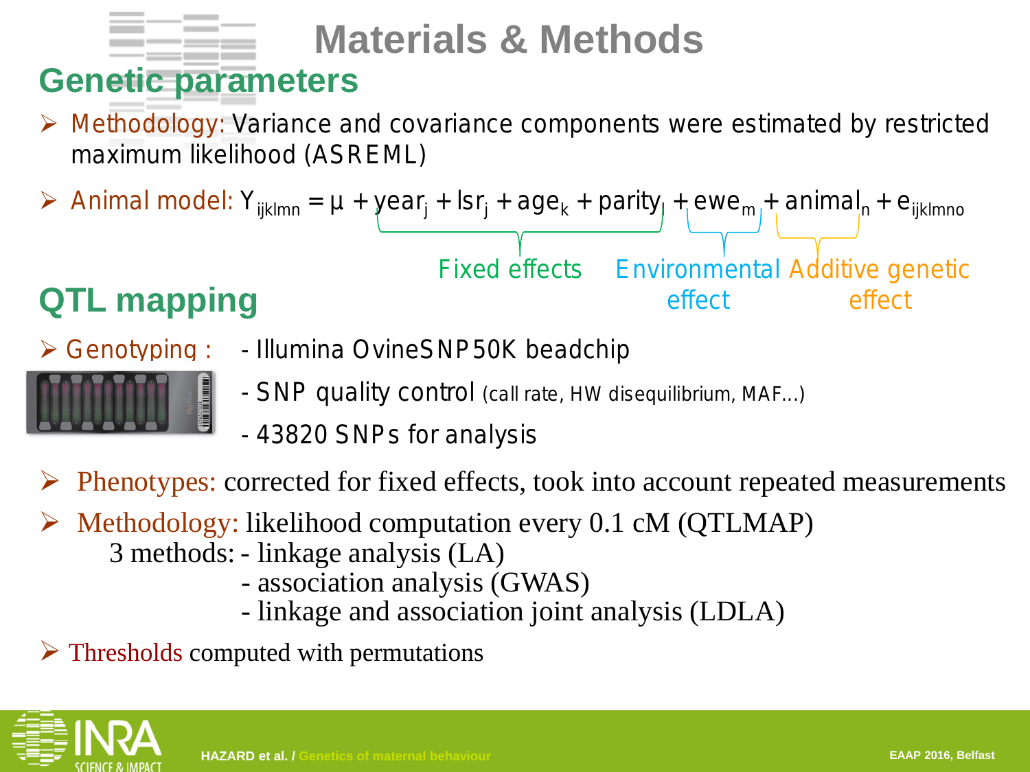# Materials & Methods

## Genetic parameters

- Methodology: Variance and covariance components were estimated by restricted maximum likelihood (ASREML)
- Animal model: $Y_{ijklmn} = \mu + \underbrace{year_i + lsr_j + age_k + parity_l}_{\text{Fixed effects}} + \underbrace{ewe_m}_{\text{Environmental effect}} + \underbrace{animal_n}_{\text{Additive genetic effect}} + e_{ijklmno}$

## QTL mapping

- Genotyping :
  - Illumina OvineSNP50K beadchip
  - SNP quality control (call rate, HW disequilibrium, MAF…)
  - 43820 SNPs for analysis
- Phenotypes: corrected for fixed effects, took into account repeated measurements
- Methodology: likelihood computation every 0.1 cM (QTLMAP)

  3 methods:
  - linkage analysis (LA)
  - association analysis (GWAS)
  - linkage and association joint analysis (LDLA)
- Thresholds computed with permutations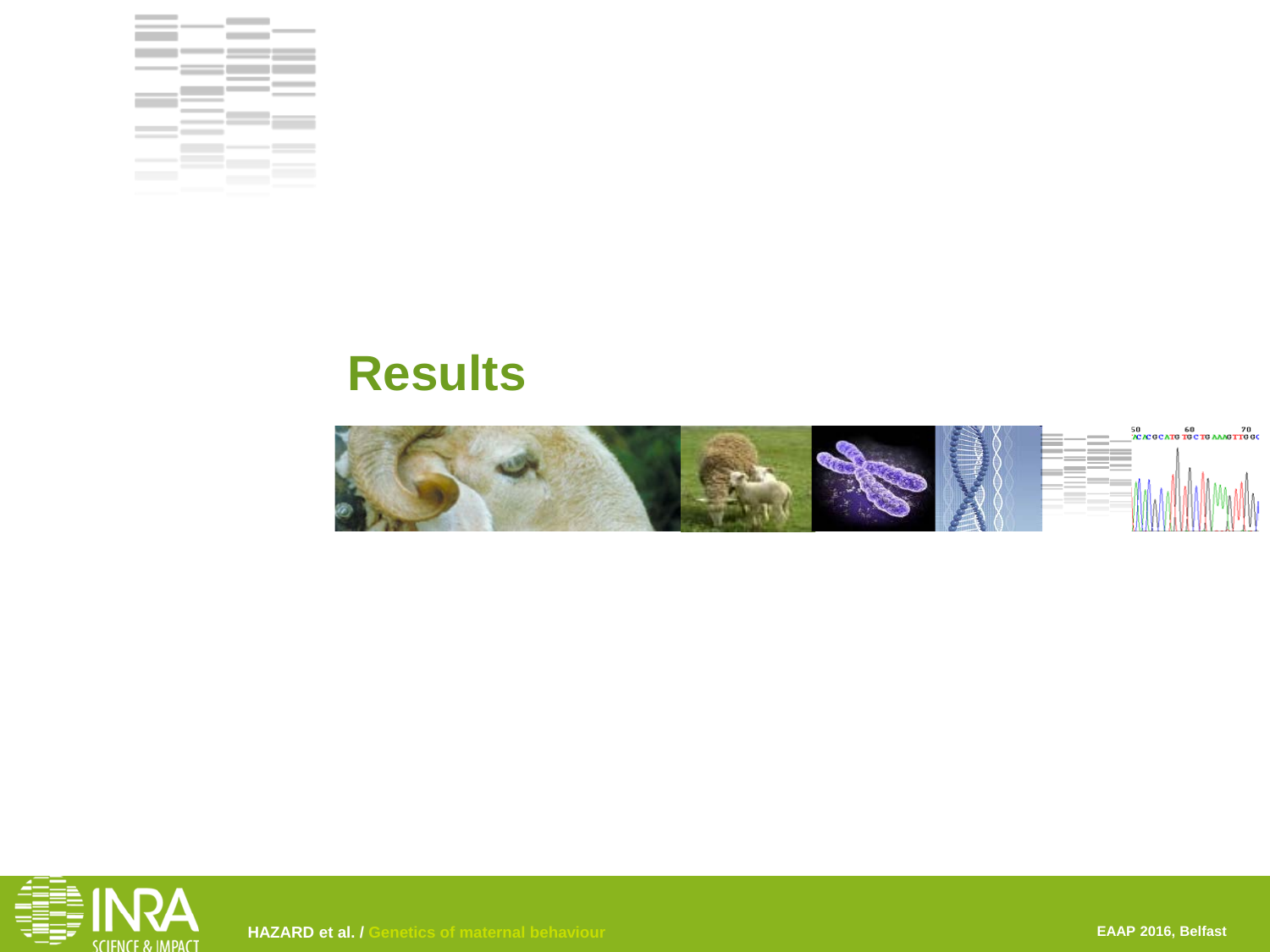# Results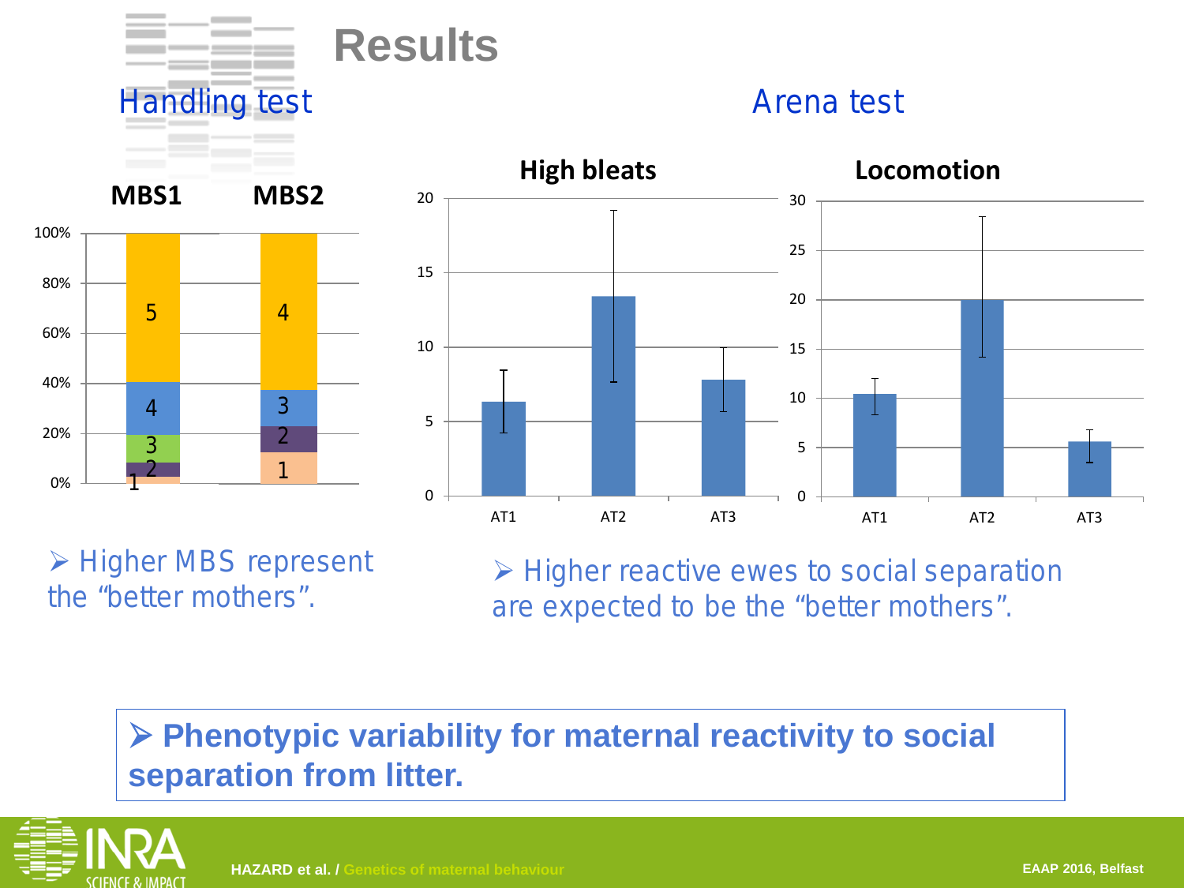# Results

## Handling test

**MBS1** **MBS2**

| | MBS1 | MBS2 |
|---|---|---|
| Top segment | 5 | 4 |
| | 4 | 3 |
| | 3 | 2 |
| | 2 | 1 |
| Bottom segment | 1 | |

- Higher MBS represent the "better mothers".

## Arena test

**High bleats** (AT1, AT2, AT3)

**Locomotion** (AT1, AT2, AT3)

- Higher reactive ewes to social separation are expected to be the "better mothers".

**➢ Phenotypic variability for maternal reactivity to social separation from litter.**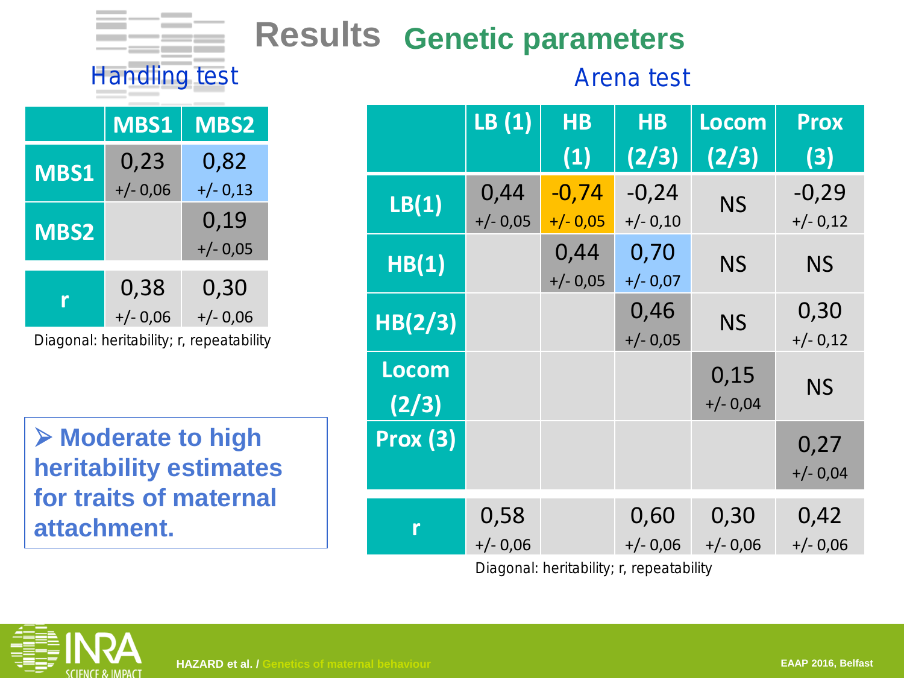# Results Genetic parameters

## Handling test

| | MBS1 | MBS2 |
|---|---|---|
| MBS1 | 0,23 +/- 0,06 | 0,82 +/- 0,13 |
| MBS2 | | 0,19 +/- 0,05 |
| r | 0,38 +/- 0,06 | 0,30 +/- 0,06 |

Diagonal: heritability; r, repeatability

➤ **Moderate to high heritability estimates for traits of maternal attachment.**

## Arena test

| | LB (1) | HB (1) | HB (2/3) | Locom (2/3) | Prox (3) |
|---|---|---|---|---|---|
| LB(1) | 0,44 +/- 0,05 | -0,74 +/- 0,05 | -0,24 +/- 0,10 | NS | -0,29 +/- 0,12 |
| HB(1) | | 0,44 +/- 0,05 | 0,70 +/- 0,07 | NS | NS |
| HB(2/3) | | | 0,46 +/- 0,05 | NS | 0,30 +/- 0,12 |
| Locom (2/3) | | | | 0,15 +/- 0,04 | NS |
| Prox (3) | | | | | 0,27 +/- 0,04 |
| r | 0,58 +/- 0,06 | | 0,60 +/- 0,06 | 0,30 +/- 0,06 | 0,42 +/- 0,06 |

Diagonal: heritability; r, repeatability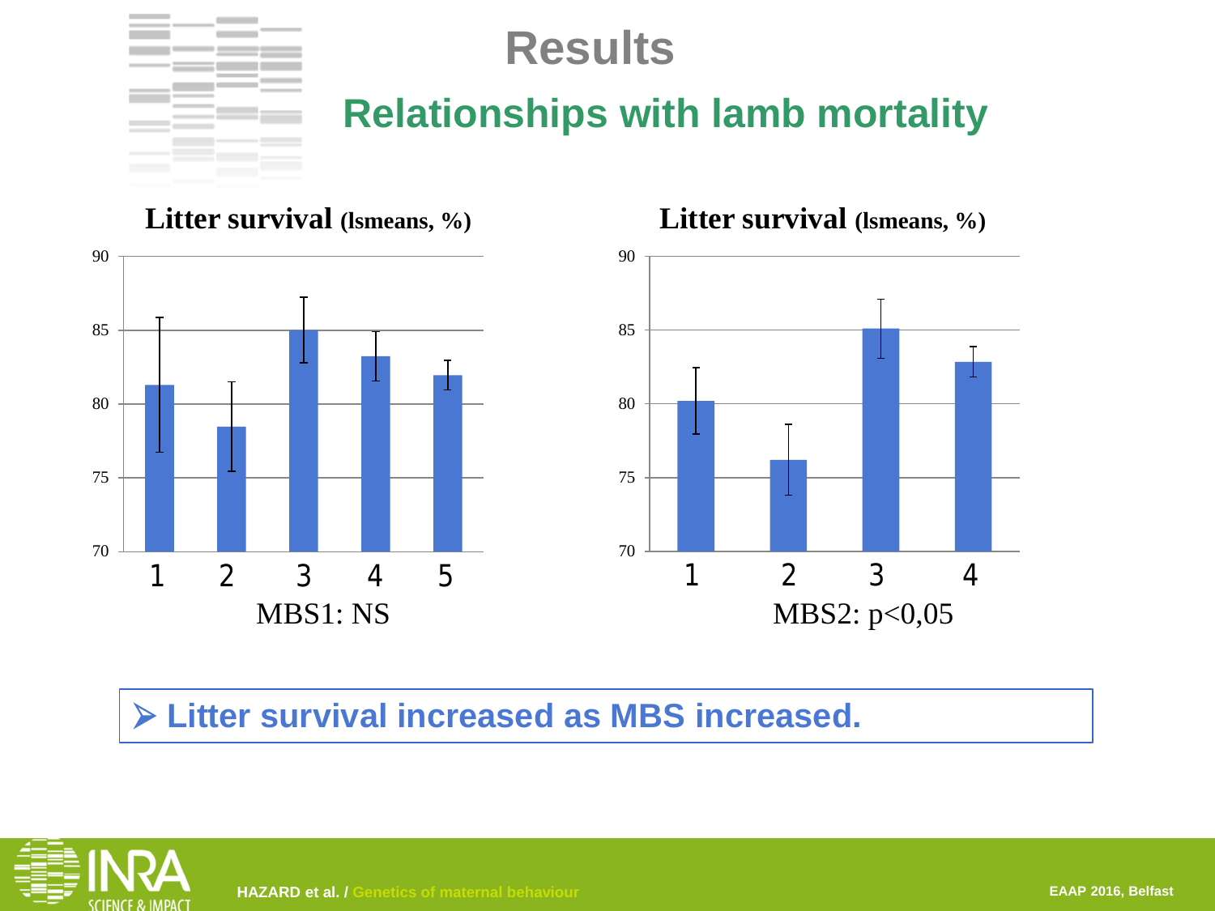# Results

## Relationships with lamb mortality

**Litter survival (lsmeans, %)**

MBS1: NS

**Litter survival (lsmeans, %)**

MBS2: $p<0,05$

➢ **Litter survival increased as MBS increased.**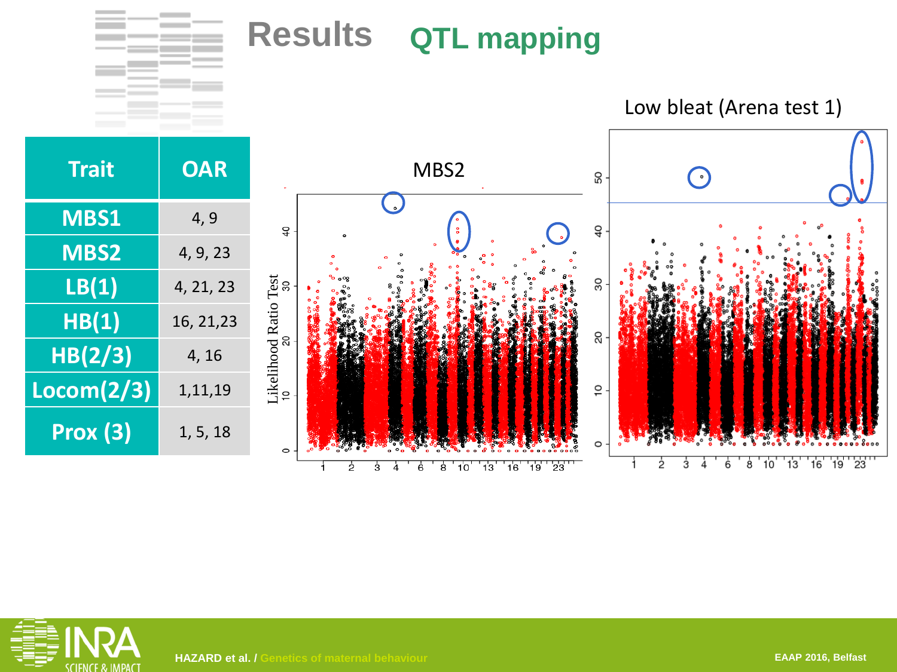# Results QTL mapping

| Trait | OAR |
|---|---|
| MBS1 | 4, 9 |
| MBS2 | 4, 9, 23 |
| LB(1) | 4, 21, 23 |
| HB(1) | 16, 21,23 |
| HB(2/3) | 4, 16 |
| Locom(2/3) | 1,11,19 |
| Prox (3) | 1, 5, 18 |

MBS2

Low bleat (Arena test 1)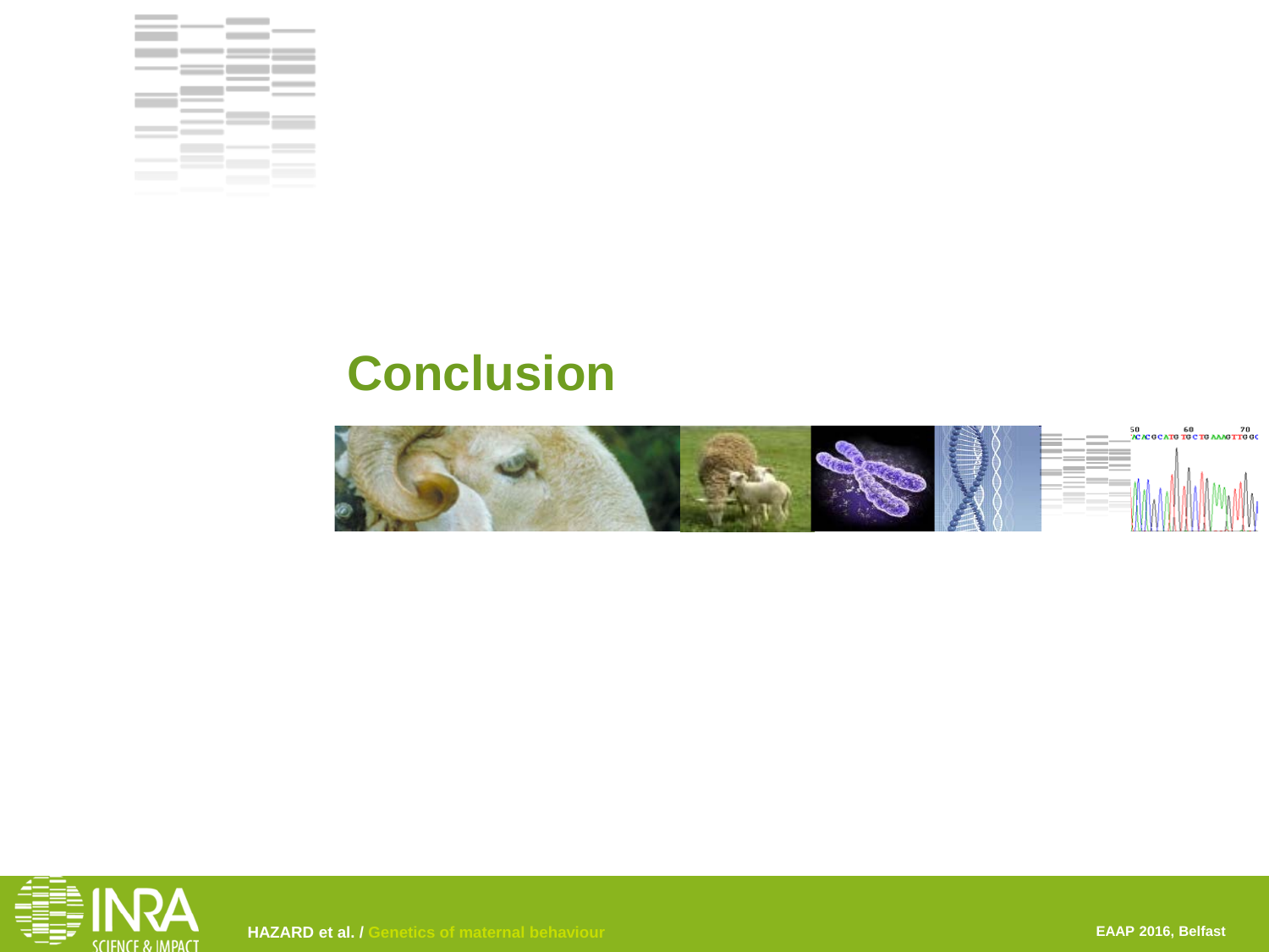# Conclusion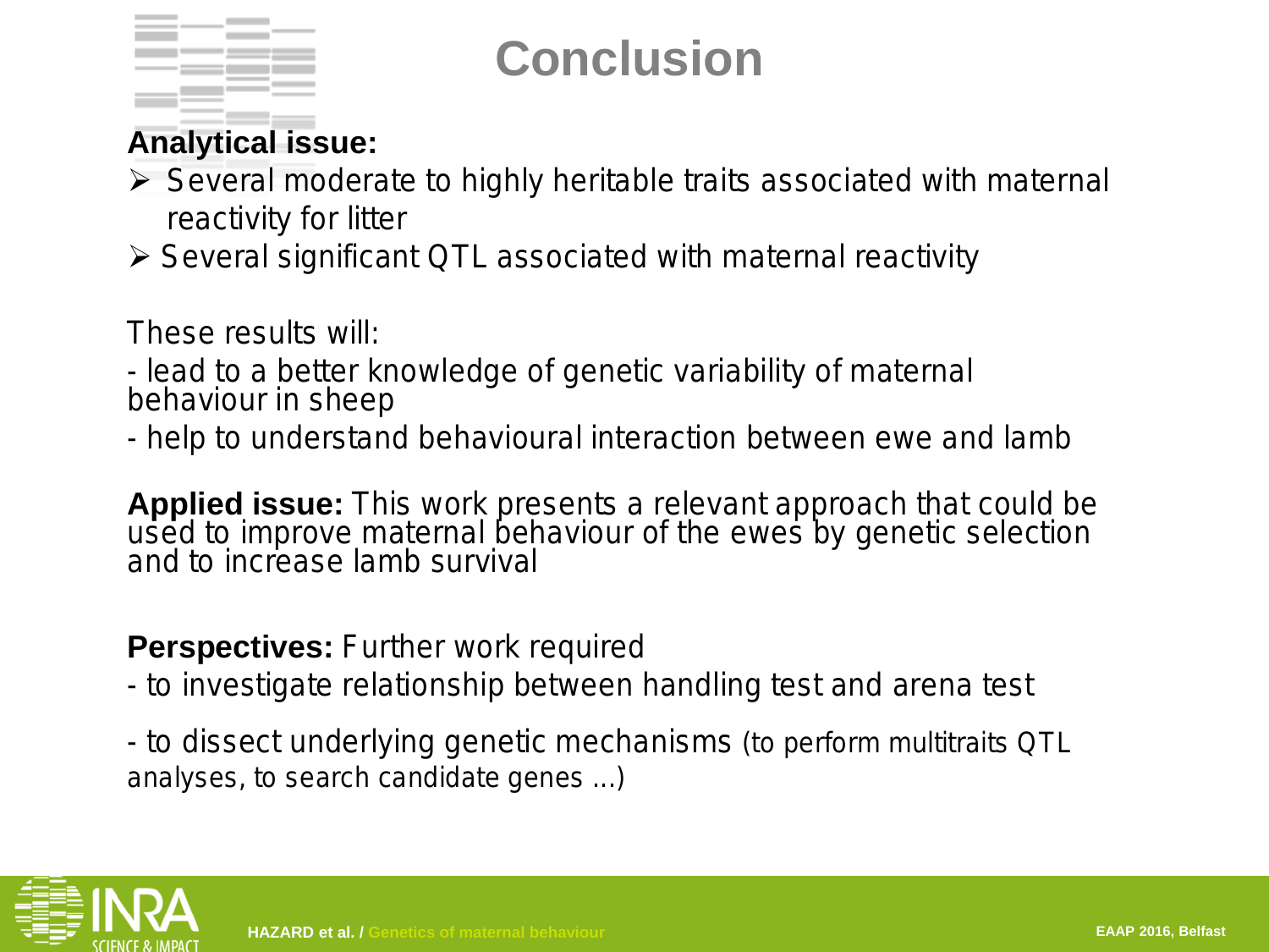# Conclusion

**Analytical issue:**

- Several moderate to highly heritable traits associated with maternal reactivity for litter
- Several significant QTL associated with maternal reactivity

These results will:

- lead to a better knowledge of genetic variability of maternal behaviour in sheep
- help to understand behavioural interaction between ewe and lamb

**Applied issue:** This work presents a relevant approach that could be used to improve maternal behaviour of the ewes by genetic selection and to increase lamb survival

**Perspectives:** Further work required

- to investigate relationship between handling test and arena test
- to dissect underlying genetic mechanisms (to perform multitraits QTL analyses, to search candidate genes …)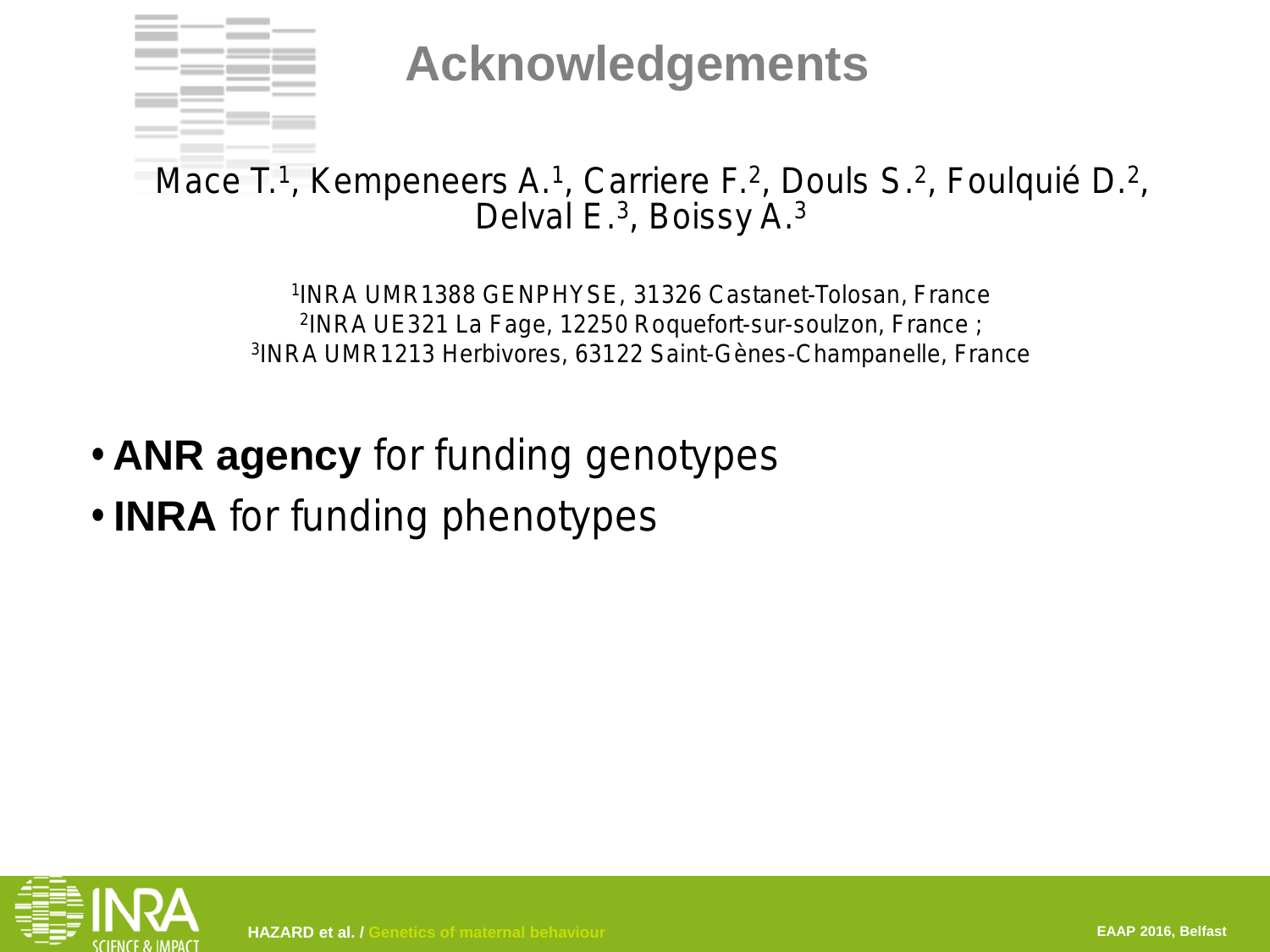# Acknowledgements

Mace T.[1], Kempeneers A.[1], Carriere F.[2], Douls S.[2], Foulquié D.[2], Delval E.[3], Boissy A.[3]

[1]INRA UMR1388 GENPHYSE, 31326 Castanet-Tolosan, France
[2]INRA UE321 La Fage, 12250 Roquefort-sur-soulzon, France ;
[3]INRA UMR1213 Herbivores, 63122 Saint-Gènes-Champanelle, France

- **ANR agency** for funding genotypes
- **INRA** for funding phenotypes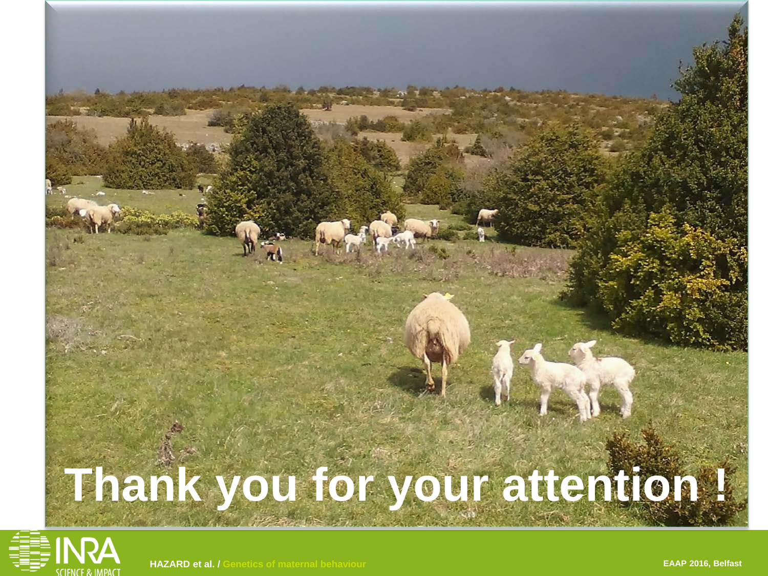# Thank you for your attention !